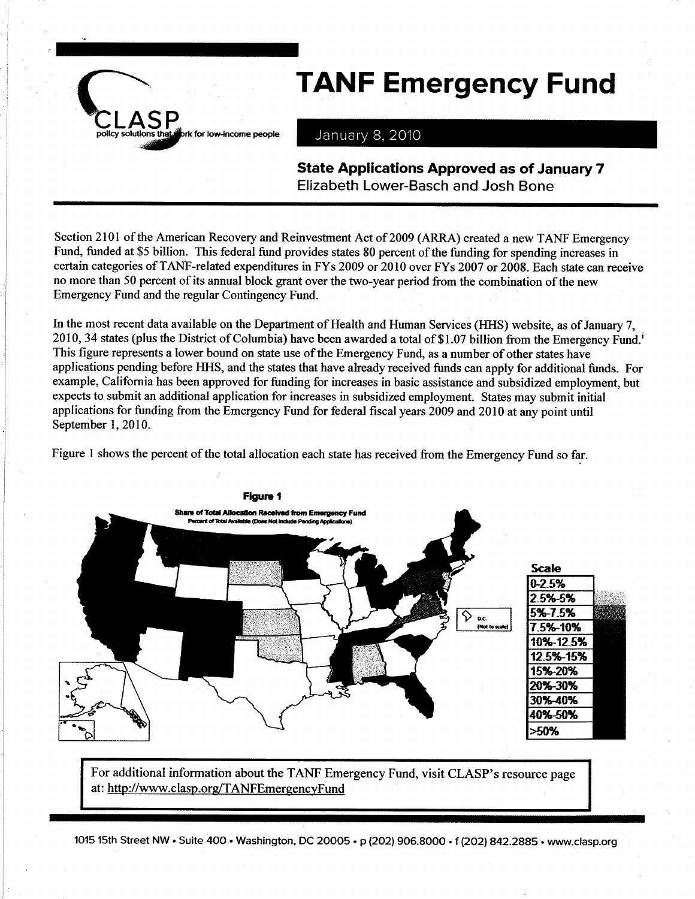# TANF Emergency Fund

CLASP
policy solutions that work for low-income people

January 8, 2010

### State Applications Approved as of January 7

Elizabeth Lower-Basch and Josh Bone

Section 2101 of the American Recovery and Reinvestment Act of 2009 (ARRA) created a new TANF Emergency Fund, funded at $5 billion. This federal fund provides states 80 percent of the funding for spending increases in certain categories of TANF-related expenditures in FYs 2009 or 2010 over FYs 2007 or 2008. Each state can receive no more than 50 percent of its annual block grant over the two-year period from the combination of the new Emergency Fund and the regular Contingency Fund.

In the most recent data available on the Department of Health and Human Services (HHS) website, as of January 7, 2010, 34 states (plus the District of Columbia) have been awarded a total of $1.07 billion from the Emergency Fund.[i] This figure represents a lower bound on state use of the Emergency Fund, as a number of other states have applications pending before HHS, and the states that have already received funds can apply for additional funds. For example, California has been approved for funding for increases in basic assistance and subsidized employment, but expects to submit an additional application for increases in subsidized employment. States may submit initial applications for funding from the Emergency Fund for federal fiscal years 2009 and 2010 at any point until September 1, 2010.

Figure 1 shows the percent of the total allocation each state has received from the Emergency Fund so far.

**Figure 1**

**Share of Total Allocation Received from Emergency Fund**
Percent of Total Available (Does Not Include Pending Applications)

D.C. (Not to scale)

| Scale |
|---|
| 0-2.5% |
| 2.5%-5% |
| 5%-7.5% |
| 7.5%-10% |
| 10%-12.5% |
| 12.5%-15% |
| 15%-20% |
| 20%-30% |
| 30%-40% |
| 40%-50% |
| >50% |

For additional information about the TANF Emergency Fund, visit CLASP's resource page at: http://www.clasp.org/TANFEmergencyFund

1015 15th Street NW • Suite 400 • Washington, DC 20005 • p (202) 906.8000 • f (202) 842.2885 • www.clasp.org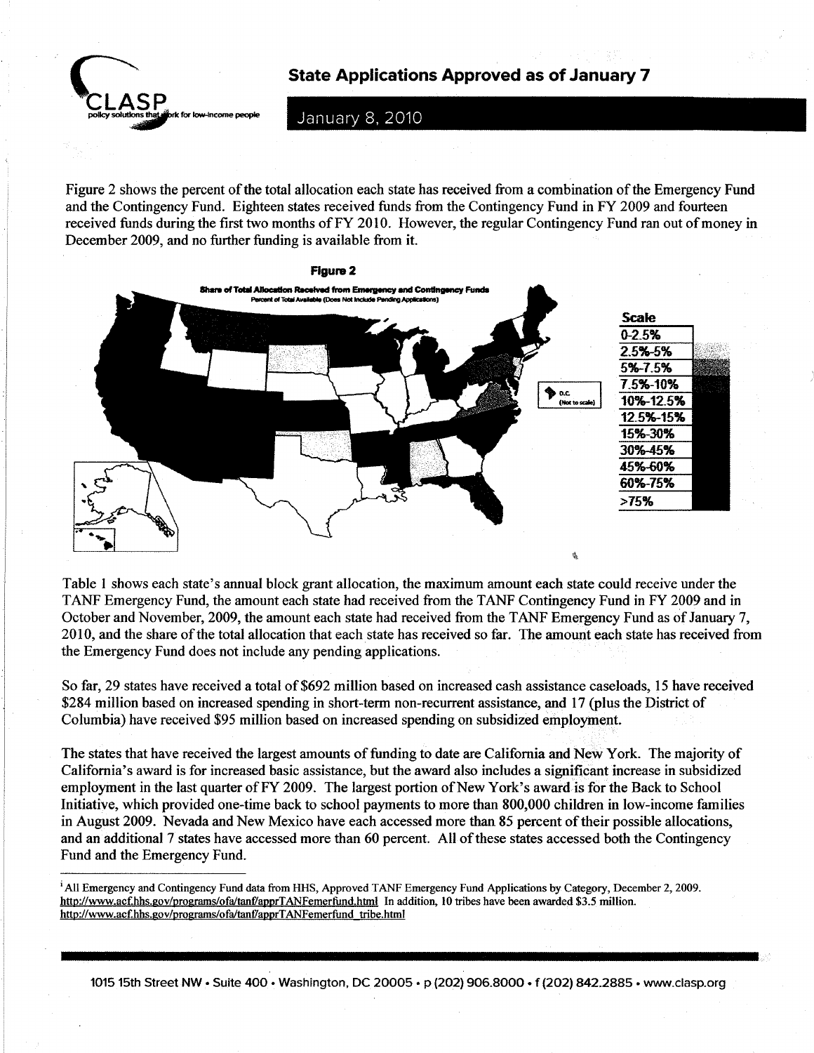## State Applications Approved as of January 7

January 8, 2010

Figure 2 shows the percent of the total allocation each state has received from a combination of the Emergency Fund and the Contingency Fund. Eighteen states received funds from the Contingency Fund in FY 2009 and fourteen received funds during the first two months of FY 2010. However, the regular Contingency Fund ran out of money in December 2009, and no further funding is available from it.

**Figure 2**

**Share of Total Allocation Received from Emergency and Contingency Funds**
Percent of Total Available (Does Not Include Pending Applications)

D.C. (Not to scale)

| Scale |
|---|
| 0-2.5% |
| 2.5%-5% |
| 5%-7.5% |
| 7.5%-10% |
| 10%-12.5% |
| 12.5%-15% |
| 15%-30% |
| 30%-45% |
| 45%-60% |
| 60%-75% |
| >75% |

Table 1 shows each state's annual block grant allocation, the maximum amount each state could receive under the TANF Emergency Fund, the amount each state had received from the TANF Contingency Fund in FY 2009 and in October and November, 2009, the amount each state had received from the TANF Emergency Fund as of January 7, 2010, and the share of the total allocation that each state has received so far. The amount each state has received from the Emergency Fund does not include any pending applications.

So far, 29 states have received a total of $692 million based on increased cash assistance caseloads, 15 have received $284 million based on increased spending in short-term non-recurrent assistance, and 17 (plus the District of Columbia) have received $95 million based on increased spending on subsidized employment.

The states that have received the largest amounts of funding to date are California and New York. The majority of California's award is for increased basic assistance, but the award also includes a significant increase in subsidized employment in the last quarter of FY 2009. The largest portion of New York's award is for the Back to School Initiative, which provided one-time back to school payments to more than 800,000 children in low-income families in August 2009. Nevada and New Mexico have each accessed more than 85 percent of their possible allocations, and an additional 7 states have accessed more than 60 percent. All of these states accessed both the Contingency Fund and the Emergency Fund.

---

[i] All Emergency and Contingency Fund data from HHS, Approved TANF Emergency Fund Applications by Category, December 2, 2009. http://www.acf.hhs.gov/programs/ofa/tanf/apprTANFemerfund.html In addition, 10 tribes have been awarded $3.5 million. http://www.acf.hhs.gov/programs/ofa/tanf/apprTANFemerfund_tribe.html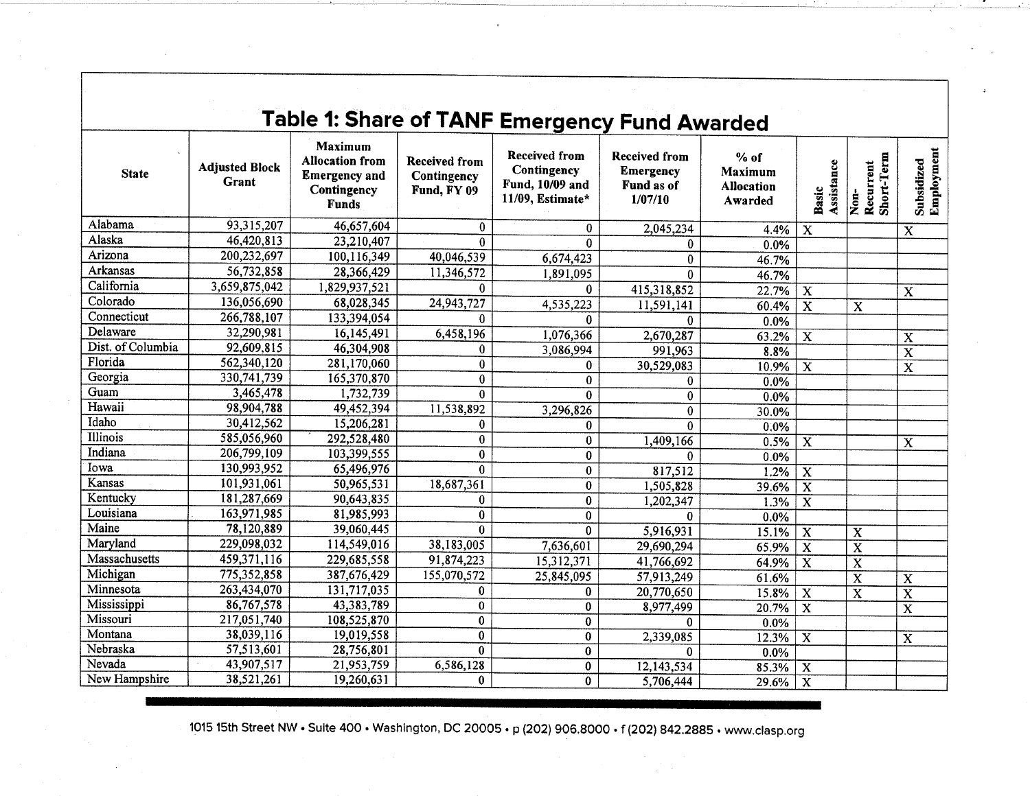## Table 1: Share of TANF Emergency Fund Awarded

| State | Adjusted Block Grant | Maximum Allocation from Emergency and Contingency Funds | Received from Contingency Fund, FY 09 | Received from Contingency Fund, 10/09 and 11/09, Estimate* | Received from Emergency Fund as of 1/07/10 | % of Maximum Allocation Awarded | Basic Assistance | Non-Recurrent Short-Term | Subsidized Employment |
|---|---|---|---|---|---|---|---|---|---|
| Alabama | 93,315,207 | 46,657,604 | 0 | 0 | 2,045,234 | 4.4% | X | | X |
| Alaska | 46,420,813 | 23,210,407 | 0 | 0 | 0 | 0.0% | | | |
| Arizona | 200,232,697 | 100,116,349 | 40,046,539 | 6,674,423 | 0 | 46.7% | | | |
| Arkansas | 56,732,858 | 28,366,429 | 11,346,572 | 1,891,095 | 0 | 46.7% | | | |
| California | 3,659,875,042 | 1,829,937,521 | 0 | 0 | 415,318,852 | 22.7% | X | | X |
| Colorado | 136,056,690 | 68,028,345 | 24,943,727 | 4,535,223 | 11,591,141 | 60.4% | X | X | |
| Connecticut | 266,788,107 | 133,394,054 | 0 | 0 | 0 | 0.0% | | | |
| Delaware | 32,290,981 | 16,145,491 | 6,458,196 | 1,076,366 | 2,670,287 | 63.2% | X | | X |
| Dist. of Columbia | 92,609,815 | 46,304,908 | 0 | 3,086,994 | 991,963 | 8.8% | | | X |
| Florida | 562,340,120 | 281,170,060 | 0 | 0 | 30,529,083 | 10.9% | X | | X |
| Georgia | 330,741,739 | 165,370,870 | 0 | 0 | 0 | 0.0% | | | |
| Guam | 3,465,478 | 1,732,739 | 0 | 0 | 0 | 0.0% | | | |
| Hawaii | 98,904,788 | 49,452,394 | 11,538,892 | 3,296,826 | 0 | 30.0% | | | |
| Idaho | 30,412,562 | 15,206,281 | 0 | 0 | 0 | 0.0% | | | |
| Illinois | 585,056,960 | 292,528,480 | 0 | 0 | 1,409,166 | 0.5% | X | | X |
| Indiana | 206,799,109 | 103,399,555 | 0 | 0 | 0 | 0.0% | | | |
| Iowa | 130,993,952 | 65,496,976 | 0 | 0 | 817,512 | 1.2% | X | | |
| Kansas | 101,931,061 | 50,965,531 | 18,687,361 | 0 | 1,505,828 | 39.6% | X | | |
| Kentucky | 181,287,669 | 90,643,835 | 0 | 0 | 1,202,347 | 1.3% | X | | |
| Louisiana | 163,971,985 | 81,985,993 | 0 | 0 | 0 | 0.0% | | | |
| Maine | 78,120,889 | 39,060,445 | 0 | 0 | 5,916,931 | 15.1% | X | X | |
| Maryland | 229,098,032 | 114,549,016 | 38,183,005 | 7,636,601 | 29,690,294 | 65.9% | X | X | |
| Massachusetts | 459,371,116 | 229,685,558 | 91,874,223 | 15,312,371 | 41,766,692 | 64.9% | X | X | |
| Michigan | 775,352,858 | 387,676,429 | 155,070,572 | 25,845,095 | 57,913,249 | 61.6% | | X | X |
| Minnesota | 263,434,070 | 131,717,035 | 0 | 0 | 20,770,650 | 15.8% | X | X | X |
| Mississippi | 86,767,578 | 43,383,789 | 0 | 0 | 8,977,499 | 20.7% | X | | X |
| Missouri | 217,051,740 | 108,525,870 | 0 | 0 | 0 | 0.0% | | | |
| Montana | 38,039,116 | 19,019,558 | 0 | 0 | 2,339,085 | 12.3% | X | | X |
| Nebraska | 57,513,601 | 28,756,801 | 0 | 0 | 0 | 0.0% | | | |
| Nevada | 43,907,517 | 21,953,759 | 6,586,128 | 0 | 12,143,534 | 85.3% | X | | |
| New Hampshire | 38,521,261 | 19,260,631 | 0 | 0 | 5,706,444 | 29.6% | X | | |

1015 15th Street NW • Suite 400 • Washington, DC 20005 • p (202) 906.8000 • f (202) 842.2885 • www.clasp.org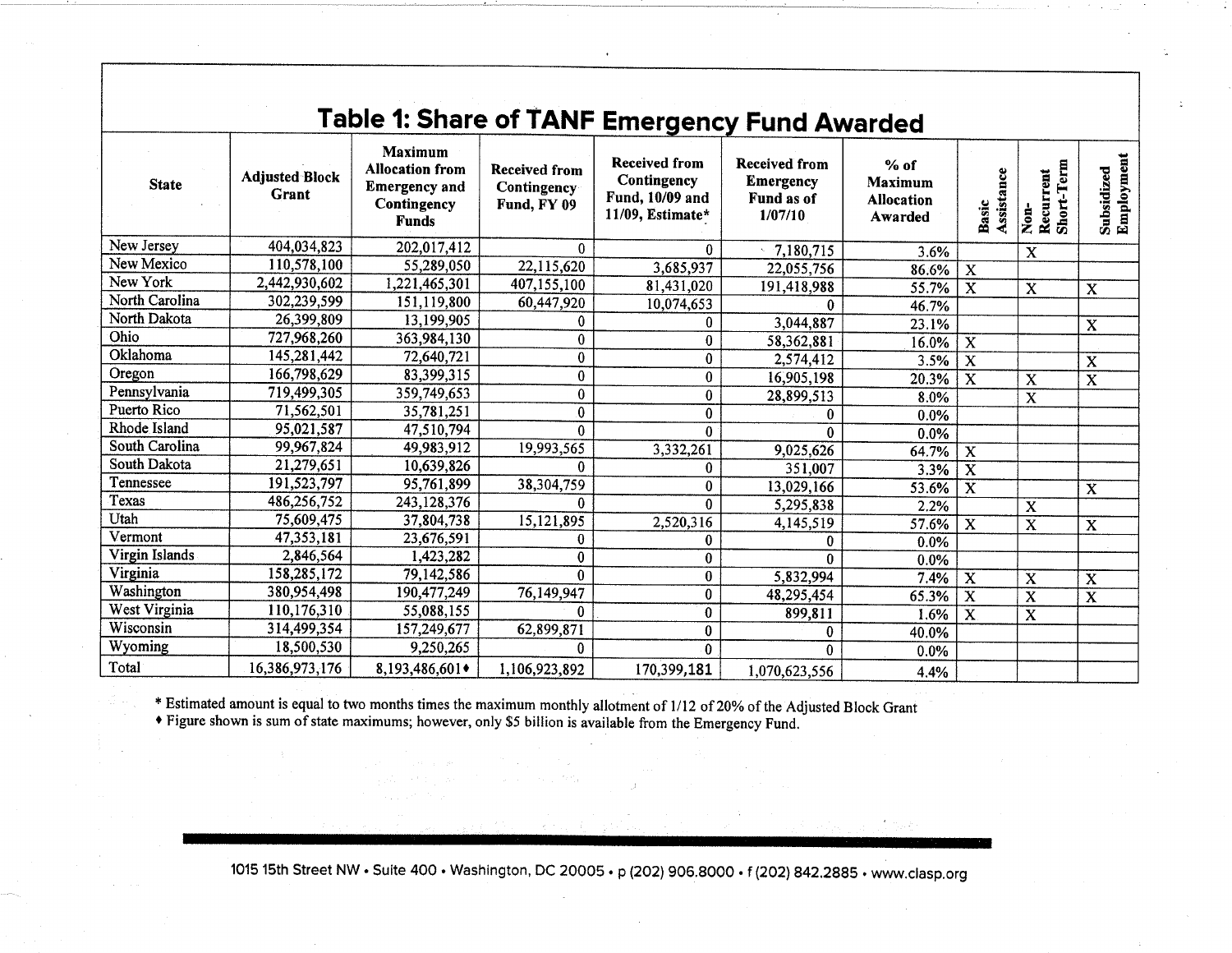## Table 1: Share of TANF Emergency Fund Awarded

| State | Adjusted Block Grant | Maximum Allocation from Emergency and Contingency Funds | Received from Contingency Fund, FY 09 | Received from Contingency Fund, 10/09 and 11/09, Estimate* | Received from Emergency Fund as of 1/07/10 | % of Maximum Allocation Awarded | Basic Assistance | Non-Recurrent Short-Term | Subsidized Employment |
|---|---|---|---|---|---|---|---|---|---|
| New Jersey | 404,034,823 | 202,017,412 | 0 | 0 | 7,180,715 | 3.6% | | X | |
| New Mexico | 110,578,100 | 55,289,050 | 22,115,620 | 3,685,937 | 22,055,756 | 86.6% | X | | |
| New York | 2,442,930,602 | 1,221,465,301 | 407,155,100 | 81,431,020 | 191,418,988 | 55.7% | X | X | X |
| North Carolina | 302,239,599 | 151,119,800 | 60,447,920 | 10,074,653 | 0 | 46.7% | | | |
| North Dakota | 26,399,809 | 13,199,905 | 0 | 0 | 3,044,887 | 23.1% | | | X |
| Ohio | 727,968,260 | 363,984,130 | 0 | 0 | 58,362,881 | 16.0% | X | | |
| Oklahoma | 145,281,442 | 72,640,721 | 0 | 0 | 2,574,412 | 3.5% | X | | X |
| Oregon | 166,798,629 | 83,399,315 | 0 | 0 | 16,905,198 | 20.3% | X | X | X |
| Pennsylvania | 719,499,305 | 359,749,653 | 0 | 0 | 28,899,513 | 8.0% | | X | |
| Puerto Rico | 71,562,501 | 35,781,251 | 0 | 0 | 0 | 0.0% | | | |
| Rhode Island | 95,021,587 | 47,510,794 | 0 | 0 | 0 | 0.0% | | | |
| South Carolina | 99,967,824 | 49,983,912 | 19,993,565 | 3,332,261 | 9,025,626 | 64.7% | X | | |
| South Dakota | 21,279,651 | 10,639,826 | 0 | 0 | 351,007 | 3.3% | X | | |
| Tennessee | 191,523,797 | 95,761,899 | 38,304,759 | 0 | 13,029,166 | 53.6% | X | | X |
| Texas | 486,256,752 | 243,128,376 | 0 | 0 | 5,295,838 | 2.2% | | X | |
| Utah | 75,609,475 | 37,804,738 | 15,121,895 | 2,520,316 | 4,145,519 | 57.6% | X | X | X |
| Vermont | 47,353,181 | 23,676,591 | 0 | 0 | 0 | 0.0% | | | |
| Virgin Islands | 2,846,564 | 1,423,282 | 0 | 0 | 0 | 0.0% | | | |
| Virginia | 158,285,172 | 79,142,586 | 0 | 0 | 5,832,994 | 7.4% | X | X | X |
| Washington | 380,954,498 | 190,477,249 | 76,149,947 | 0 | 48,295,454 | 65.3% | X | X | X |
| West Virginia | 110,176,310 | 55,088,155 | 0 | 0 | 899,811 | 1.6% | X | X | |
| Wisconsin | 314,499,354 | 157,249,677 | 62,899,871 | 0 | 0 | 40.0% | | | |
| Wyoming | 18,500,530 | 9,250,265 | 0 | 0 | 0 | 0.0% | | | |
| Total | 16,386,973,176 | 8,193,486,601♦ | 1,106,923,892 | 170,399,181 | 1,070,623,556 | 4.4% | | | |

* Estimated amount is equal to two months times the maximum monthly allotment of 1/12 of 20% of the Adjusted Block Grant

♦ Figure shown is sum of state maximums; however, only $5 billion is available from the Emergency Fund.

1015 15th Street NW • Suite 400 • Washington, DC 20005 • p (202) 906.8000 • f (202) 842.2885 • www.clasp.org